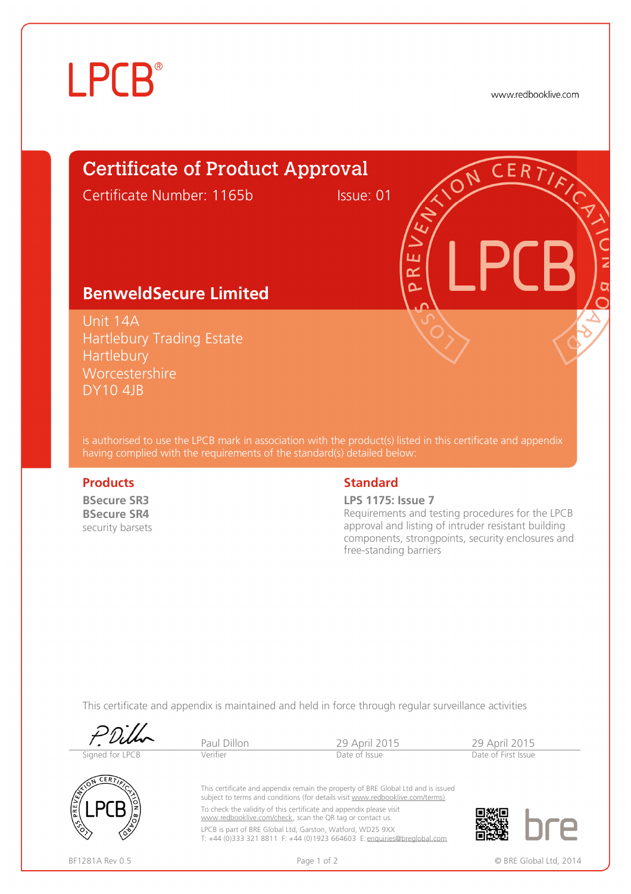LPCB®

www.redbooklive.com

# Certificate of Product Approval

Certificate Number: 1165b    Issue: 01

## BenweldSecure Limited

Unit 14A
Hartlebury Trading Estate
Hartlebury
Worcestershire
DY10 4JB

is authorised to use the LPCB mark in association with the product(s) listed in this certificate and appendix having complied with the requirements of the standard(s) detailed below:

### Products

**BSecure SR3**
**BSecure SR4**
security barsets

### Standard

**LPS 1175: Issue 7**
Requirements and testing procedures for the LPCB approval and listing of intruder resistant building components, strongpoints, security enclosures and free-standing barriers

This certificate and appendix is maintained and held in force through regular surveillance activities

| Signed for LPCB | Paul Dillon<br>Verifier | 29 April 2015<br>Date of Issue | 29 April 2015<br>Date of First Issue |
|---|---|---|---|

This certificate and appendix remain the property of BRE Global Ltd and is issued subject to terms and conditions (for details visit www.redbooklive.com/terms).

To check the validity of this certificate and appendix please visit www.redbooklive.com/check, scan the QR tag or contact us.

LPCB is part of BRE Global Ltd, Garston, Watford, WD25 9XX
T: +44 (0)333 321 8811 F: +44 (0)1923 664603 E: enquiries@breglobal.com

BF1281A Rev 0.5

© BRE Global Ltd, 2014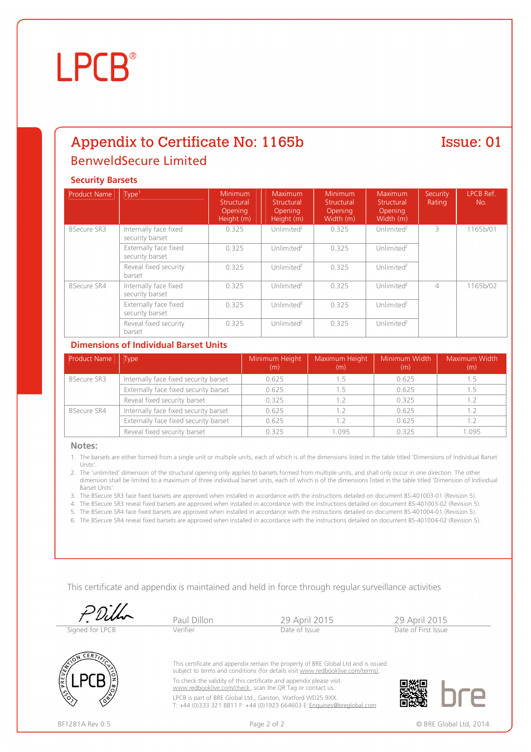LPCB®

## Appendix to Certificate No: 1165b

## Issue: 01

### BenweldSecure Limited

#### Security Barsets

| Product Name | Type[1] | Minimum Structural Opening Height (m) | Maximum Structural Opening Height (m) | Minimum Structural Opening Width (m) | Maximum Structural Opening Width (m) | Security Rating | LPCB Ref. No. |
|---|---|---|---|---|---|---|---|
| BSecure SR3 | Internally face fixed security barset | 0.325 | Unlimited[2] | 0.325 | Unlimited[2] | 3 | 1165b/01 |
| | Externally face fixed security barset | 0.325 | Unlimited[2] | 0.325 | Unlimited[2] | | |
| | Reveal fixed security barset | 0.325 | Unlimited[2] | 0.325 | Unlimited[2] | | |
| BSecure SR4 | Internally face fixed security barset | 0.325 | Unlimited[2] | 0.325 | Unlimited[2] | 4 | 1165b/02 |
| | Externally face fixed security barset | 0.325 | Unlimited[2] | 0.325 | Unlimited[2] | | |
| | Reveal fixed security barset | 0.325 | Unlimited[2] | 0.325 | Unlimited[2] | | |

#### Dimensions of Individual Barset Units

| Product Name | Type | Minimum Height (m) | Maximum Height (m) | Minimum Width (m) | Maximum Width (m) |
|---|---|---|---|---|---|
| BSecure SR3 | Internally face fixed security barset | 0.625 | 1.5 | 0.625 | 1.5 |
| | Externally face fixed security barset | 0.625 | 1.5 | 0.625 | 1.5 |
| | Reveal fixed security barset | 0.325 | 1.2 | 0.325 | 1.2 |
| BSecure SR4 | Internally face fixed security barset | 0.625 | 1.2 | 0.625 | 1.2 |
| | Externally face fixed security barset | 0.625 | 1.2 | 0.625 | 1.2 |
| | Reveal fixed security barset | 0.325 | 1.095 | 0.325 | 1.095 |

**Notes:**

1. The barsets are either formed from a single unit or multiple units, each of which is of the dimensions listed in the table titled 'Dimensions of Individual Barset Units'.
2. The 'unlimited' dimension of the structural opening only applies to barsets formed from multiple units, and shall only occur in one direction. The other dimension shall be limited to a maximum of three individual barset units, each of which is of the dimensions listed in the table titled 'Dimension of Individual Barset Units'.
3. The BSecure SR3 face fixed barsets are approved when installed in accordance with the instructions detailed on document BS-401003-01 (Revision 5).
4. The BSecure SR3 reveal fixed barsets are approved when installed in accordance with the instructions detailed on document BS-401003-02 (Revision 5).
5. The BSecure SR4 face fixed barsets are approved when installed in accordance with the instructions detailed on document BS-401004-01 (Revision 5).
6. The BSecure SR4 reveal fixed barsets are approved when installed in accordance with the instructions detailed on document BS-401004-02 (Revision 5).

This certificate and appendix is maintained and held in force through regular surveillance activities

| Signed for LPCB | Paul Dillon<br>Verifier | 29 April 2015<br>Date of Issue | 29 April 2015<br>Date of First Issue |
|---|---|---|---|

This certificate and appendix remain the property of BRE Global Ltd and is issued subject to terms and conditions (for details visit www.redbooklive.com/terms).

To check the validity of this certificate and appendix please visit www.redbooklive.com/check, scan the QR Tag or contact us.

LPCB is part of BRE Global Ltd., Garston, Watford WD25 9XX.
T: +44 (0)333 321 8811 F: +44 (0)1923 664603 E: Enquiries@breglobal.com

BF1281A Rev 0.5

© BRE Global Ltd, 2014